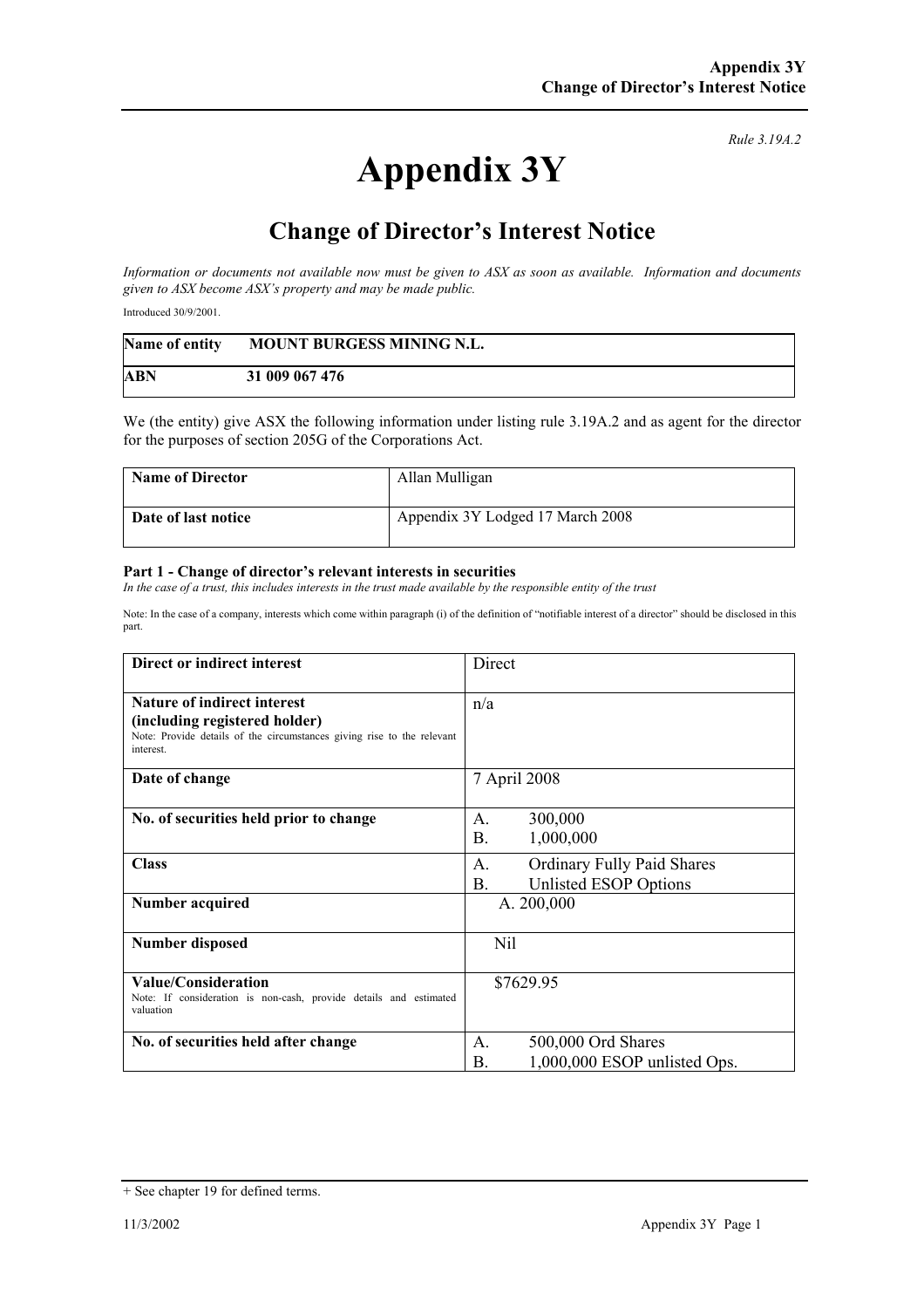*Rule 3.19A.2*

# Appendix 3Y

## Change of Director's Interest Notice

*Information or documents not available now must be given to ASX as soon as available. Information and documents given to ASX become ASX's property and may be made public.*

Introduced 30/9/2001.

| **Name of entity** | **MOUNT BURGESS MINING N.L.** |
|---|---|
| **ABN** | **31 009 067 476** |

We (the entity) give ASX the following information under listing rule 3.19A.2 and as agent for the director for the purposes of section 205G of the Corporations Act.

| **Name of Director** | Allan Mulligan |
|---|---|
| **Date of last notice** | Appendix 3Y Lodged 17 March 2008 |

**Part 1 - Change of director's relevant interests in securities**

*In the case of a trust, this includes interests in the trust made available by the responsible entity of the trust*

Note: In the case of a company, interests which come within paragraph (i) of the definition of "notifiable interest of a director" should be disclosed in this part.

| **Direct or indirect interest** | Direct |
|---|---|
| **Nature of indirect interest (including registered holder)** Note: Provide details of the circumstances giving rise to the relevant interest. | n/a |
| **Date of change** | 7 April 2008 |
| **No. of securities held prior to change** | A. 300,000<br>B. 1,000,000 |
| **Class** | A. Ordinary Fully Paid Shares<br>B. Unlisted ESOP Options |
| **Number acquired** | A. 200,000 |
| **Number disposed** | Nil |
| **Value/Consideration** Note: If consideration is non-cash, provide details and estimated valuation | $7629.95 |
| **No. of securities held after change** | A. 500,000 Ord Shares<br>B. 1,000,000 ESOP unlisted Ops. |

+ See chapter 19 for defined terms.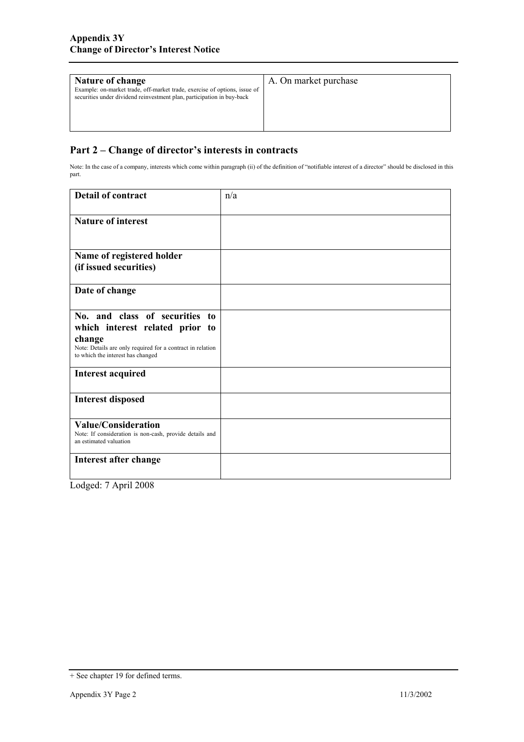| | |
|---|---|
| **Nature of change**<br>Example: on-market trade, off-market trade, exercise of options, issue of securities under dividend reinvestment plan, participation in buy-back | A. On market purchase |

## Part 2 – Change of director's interests in contracts

Note: In the case of a company, interests which come within paragraph (ii) of the definition of "notifiable interest of a director" should be disclosed in this part.

| | |
|---|---|
| **Detail of contract** | n/a |
| **Nature of interest** | |
| **Name of registered holder (if issued securities)** | |
| **Date of change** | |
| **No. and class of securities to which interest related prior to change**<br>Note: Details are only required for a contract in relation to which the interest has changed | |
| **Interest acquired** | |
| **Interest disposed** | |
| **Value/Consideration**<br>Note: If consideration is non-cash, provide details and an estimated valuation | |
| **Interest after change** | |

Lodged: 7 April 2008

+ See chapter 19 for defined terms.